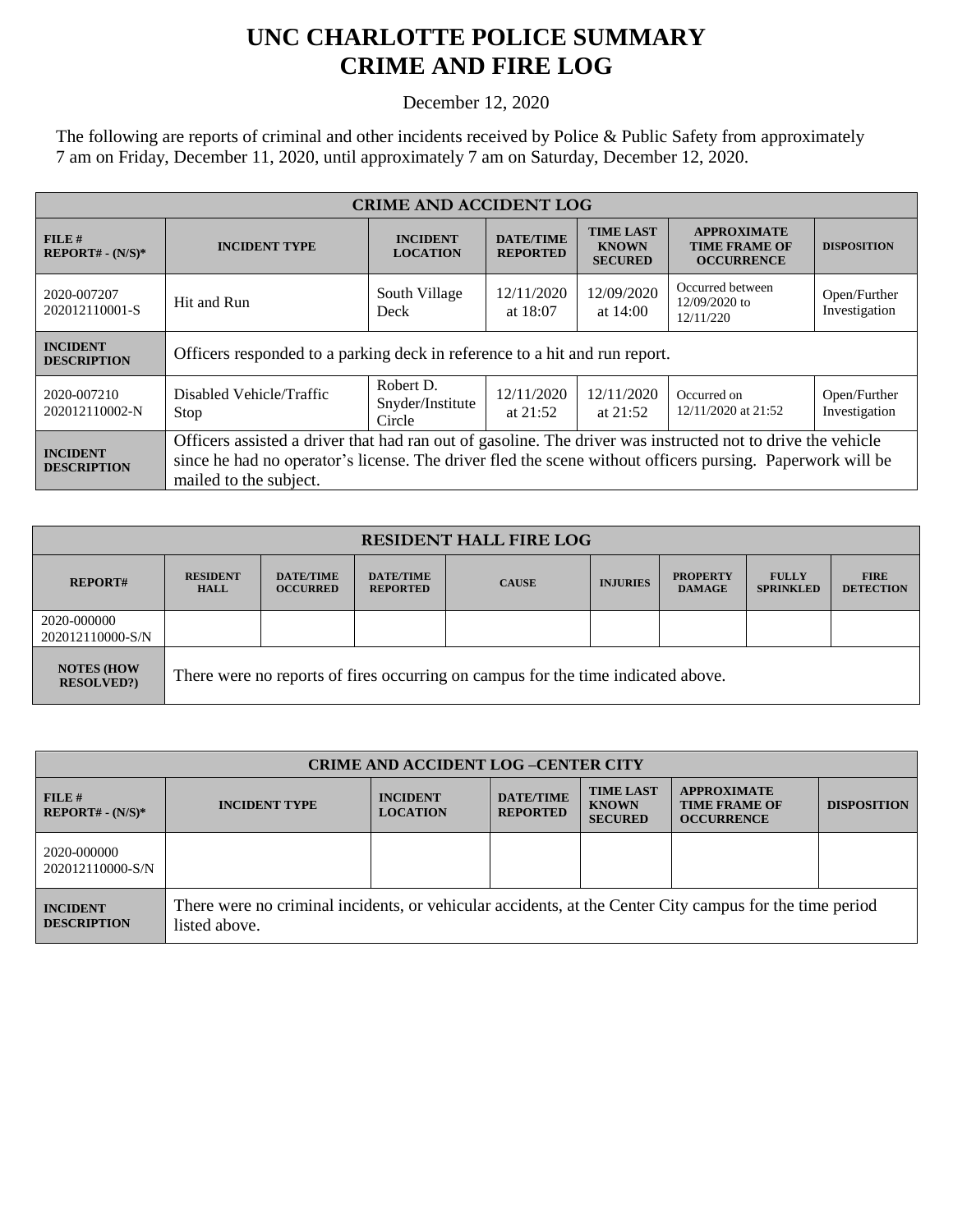# UNC CHARLOTTE POLICE SUMMARY
# CRIME AND FIRE LOG

December 12, 2020

The following are reports of criminal and other incidents received by Police & Public Safety from approximately 7 am on Friday, December 11, 2020, until approximately 7 am on Saturday, December 12, 2020.

| CRIME AND ACCIDENT LOG | | | | | | |
|---|---|---|---|---|---|---|
| **FILE # REPORT# - (N/S)*** | **INCIDENT TYPE** | **INCIDENT LOCATION** | **DATE/TIME REPORTED** | **TIME LAST KNOWN SECURED** | **APPROXIMATE TIME FRAME OF OCCURRENCE** | **DISPOSITION** |
| 2020-007207 202012110001-S | Hit and Run | South Village Deck | 12/11/2020 at 18:07 | 12/09/2020 at 14:00 | Occurred between 12/09/2020 to 12/11/220 | Open/Further Investigation |
| **INCIDENT DESCRIPTION** | Officers responded to a parking deck in reference to a hit and run report. | | | | | |
| 2020-007210 202012110002-N | Disabled Vehicle/Traffic Stop | Robert D. Snyder/Institute Circle | 12/11/2020 at 21:52 | 12/11/2020 at 21:52 | Occurred on 12/11/2020 at 21:52 | Open/Further Investigation |
| **INCIDENT DESCRIPTION** | Officers assisted a driver that had ran out of gasoline. The driver was instructed not to drive the vehicle since he had no operator's license. The driver fled the scene without officers pursing. Paperwork will be mailed to the subject. | | | | | |

| RESIDENT HALL FIRE LOG | | | | | | | | |
|---|---|---|---|---|---|---|---|---|
| **REPORT#** | **RESIDENT HALL** | **DATE/TIME OCCURRED** | **DATE/TIME REPORTED** | **CAUSE** | **INJURIES** | **PROPERTY DAMAGE** | **FULLY SPRINKLED** | **FIRE DETECTION** |
| 2020-000000 202012110000-S/N | | | | | | | | |
| **NOTES (HOW RESOLVED?)** | There were no reports of fires occurring on campus for the time indicated above. | | | | | | | |

| CRIME AND ACCIDENT LOG –CENTER CITY | | | | | | |
|---|---|---|---|---|---|---|
| **FILE # REPORT# - (N/S)*** | **INCIDENT TYPE** | **INCIDENT LOCATION** | **DATE/TIME REPORTED** | **TIME LAST KNOWN SECURED** | **APPROXIMATE TIME FRAME OF OCCURRENCE** | **DISPOSITION** |
| 2020-000000 202012110000-S/N | | | | | | |
| **INCIDENT DESCRIPTION** | There were no criminal incidents, or vehicular accidents, at the Center City campus for the time period listed above. | | | | | |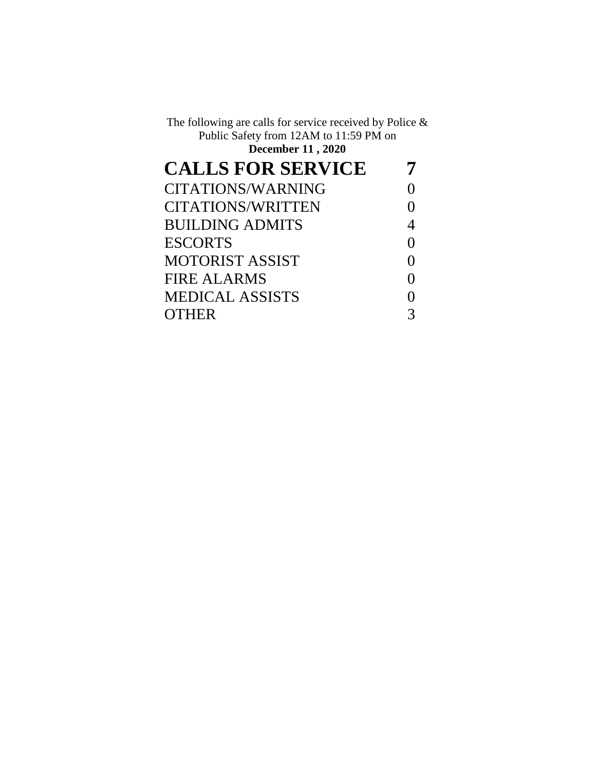The following are calls for service received by Police & Public Safety from 12AM to 11:59 PM on

**December 11 , 2020**

| | |
|---|---|
| **CALLS FOR SERVICE** | **7** |
| CITATIONS/WARNING | 0 |
| CITATIONS/WRITTEN | 0 |
| BUILDING ADMITS | 4 |
| ESCORTS | 0 |
| MOTORIST ASSIST | 0 |
| FIRE ALARMS | 0 |
| MEDICAL ASSISTS | 0 |
| OTHER | 3 |